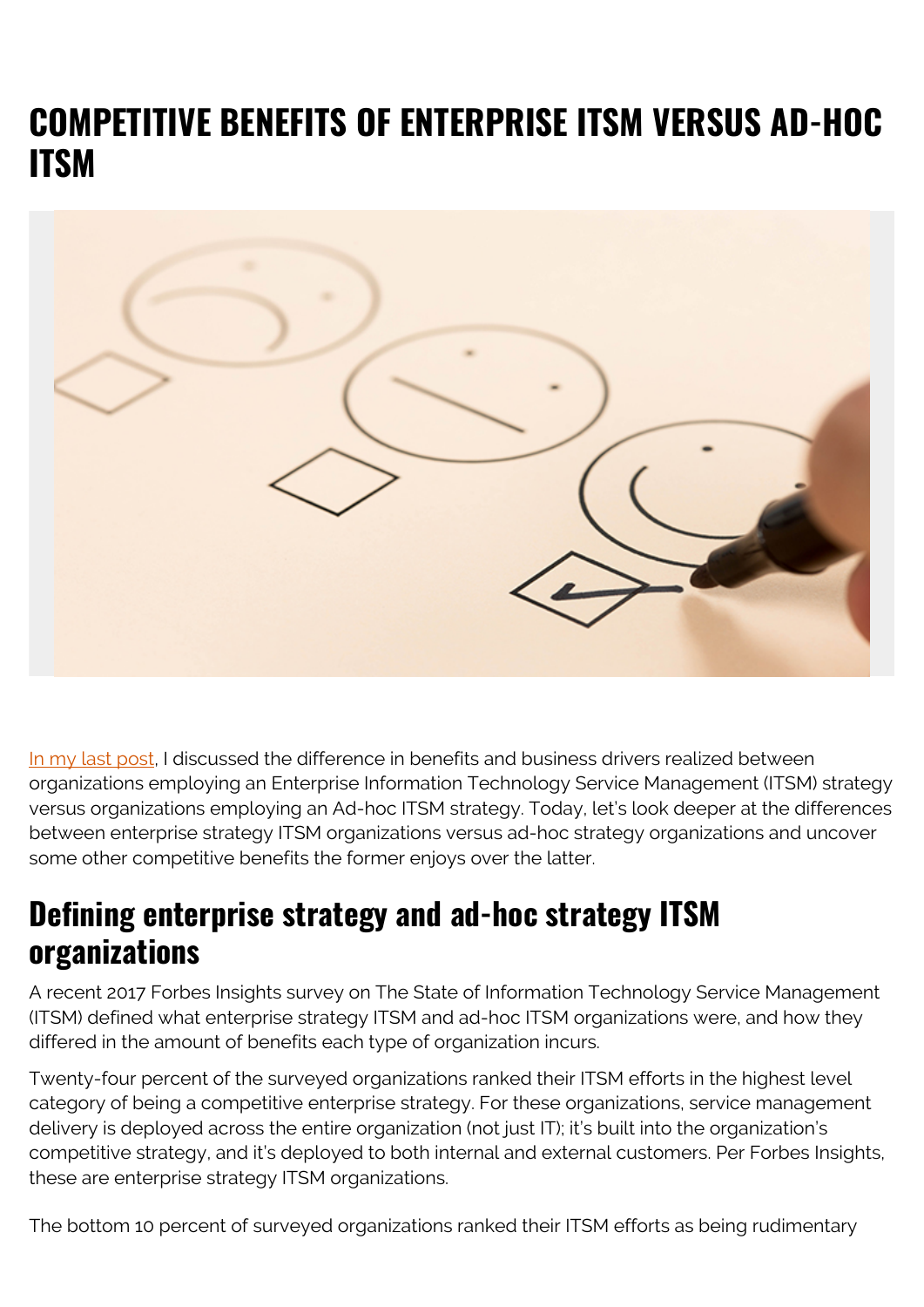# COMPETITIVE BENEFITS OF ENTERPRISE ITSM VERSUS AD-HOC ITSM

In my last post, I discussed the difference in benefits and business drivers realized between organizations employing an Enterprise Information Technology Service Management (ITSM) strategy versus organizations employing an Ad-hoc ITSM strategy. Today, let's look deeper at the differences between enterprise strategy ITSM organizations versus ad-hoc strategy organizations and uncover some other competitive benefits the former enjoys over the latter.

## Defining enterprise strategy and ad-hoc strategy ITSM organizations

A recent 2017 Forbes Insights survey on The State of Information Technology Service Management (ITSM) defined what enterprise strategy ITSM and ad-hoc ITSM organizations were, and how they differed in the amount of benefits each type of organization incurs.

Twenty-four percent of the surveyed organizations ranked their ITSM efforts in the highest level category of being a competitive enterprise strategy. For these organizations, service management delivery is deployed across the entire organization (not just IT); it's built into the organization's competitive strategy, and it's deployed to both internal and external customers. Per Forbes Insights, these are enterprise strategy ITSM organizations.

The bottom 10 percent of surveyed organizations ranked their ITSM efforts as being rudimentary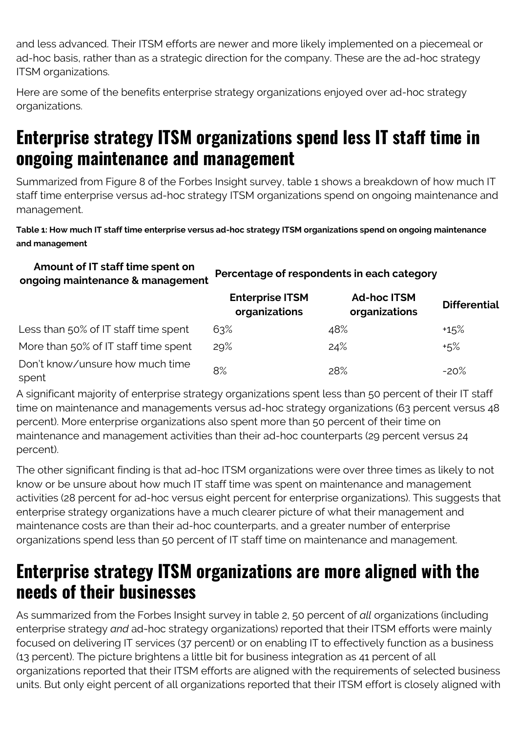and less advanced. Their ITSM efforts are newer and more likely implemented on a piecemeal or ad-hoc basis, rather than as a strategic direction for the company. These are the ad-hoc strategy ITSM organizations.

Here are some of the benefits enterprise strategy organizations enjoyed over ad-hoc strategy organizations.

## Enterprise strategy ITSM organizations spend less IT staff time in ongoing maintenance and management

Summarized from Figure 8 of the Forbes Insight survey, table 1 shows a breakdown of how much IT staff time enterprise versus ad-hoc strategy ITSM organizations spend on ongoing maintenance and management.

**Table 1: How much IT staff time enterprise versus ad-hoc strategy ITSM organizations spend on ongoing maintenance and management**

| Amount of IT staff time spent on ongoing maintenance & management | Percentage of respondents in each category | | |
|---|---|---|---|
| | Enterprise ITSM organizations | Ad-hoc ITSM organizations | Differential |
| Less than 50% of IT staff time spent | 63% | 48% | +15% |
| More than 50% of IT staff time spent | 29% | 24% | +5% |
| Don't know/unsure how much time spent | 8% | 28% | -20% |

A significant majority of enterprise strategy organizations spent less than 50 percent of their IT staff time on maintenance and managements versus ad-hoc strategy organizations (63 percent versus 48 percent). More enterprise organizations also spent more than 50 percent of their time on maintenance and management activities than their ad-hoc counterparts (29 percent versus 24 percent).

The other significant finding is that ad-hoc ITSM organizations were over three times as likely to not know or be unsure about how much IT staff time was spent on maintenance and management activities (28 percent for ad-hoc versus eight percent for enterprise organizations). This suggests that enterprise strategy organizations have a much clearer picture of what their management and maintenance costs are than their ad-hoc counterparts, and a greater number of enterprise organizations spend less than 50 percent of IT staff time on maintenance and management.

## Enterprise strategy ITSM organizations are more aligned with the needs of their businesses

As summarized from the Forbes Insight survey in table 2, 50 percent of *all* organizations (including enterprise strategy *and* ad-hoc strategy organizations) reported that their ITSM efforts were mainly focused on delivering IT services (37 percent) or on enabling IT to effectively function as a business (13 percent). The picture brightens a little bit for business integration as 41 percent of all organizations reported that their ITSM efforts are aligned with the requirements of selected business units. But only eight percent of all organizations reported that their ITSM effort is closely aligned with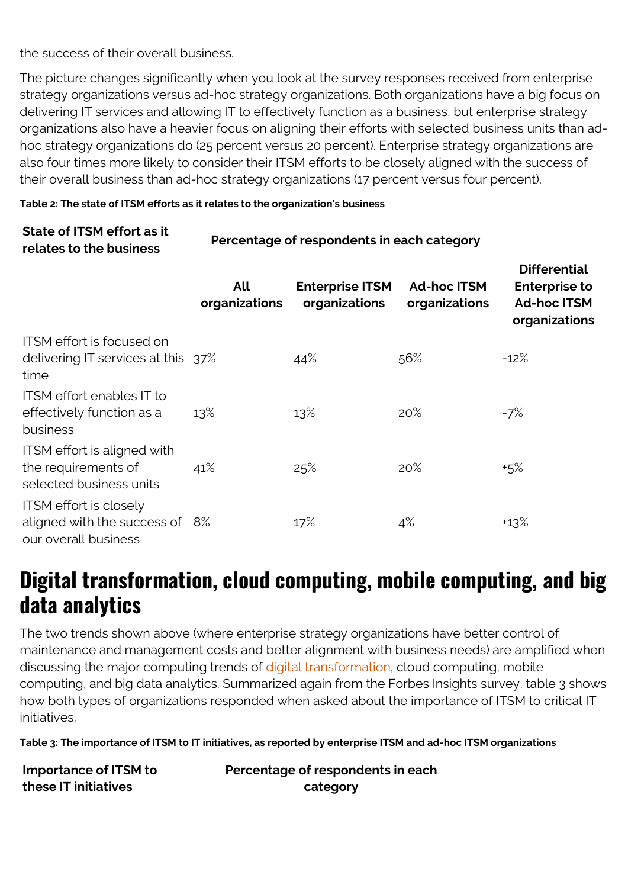the success of their overall business.

The picture changes significantly when you look at the survey responses received from enterprise strategy organizations versus ad-hoc strategy organizations. Both organizations have a big focus on delivering IT services and allowing IT to effectively function as a business, but enterprise strategy organizations also have a heavier focus on aligning their efforts with selected business units than ad-hoc strategy organizations do (25 percent versus 20 percent). Enterprise strategy organizations are also four times more likely to consider their ITSM efforts to be closely aligned with the success of their overall business than ad-hoc strategy organizations (17 percent versus four percent).

**Table 2: The state of ITSM efforts as it relates to the organization's business**

| State of ITSM effort as it relates to the business | Percentage of respondents in each category | | | |
|---|---|---|---|---|
| | All organizations | Enterprise ITSM organizations | Ad-hoc ITSM organizations | Differential Enterprise to Ad-hoc ITSM organizations |
| ITSM effort is focused on delivering IT services at this time | 37% | 44% | 56% | -12% |
| ITSM effort enables IT to effectively function as a business | 13% | 13% | 20% | -7% |
| ITSM effort is aligned with the requirements of selected business units | 41% | 25% | 20% | +5% |
| ITSM effort is closely aligned with the success of our overall business | 8% | 17% | 4% | +13% |

# Digital transformation, cloud computing, mobile computing, and big data analytics

The two trends shown above (where enterprise strategy organizations have better control of maintenance and management costs and better alignment with business needs) are amplified when discussing the major computing trends of digital transformation, cloud computing, mobile computing, and big data analytics. Summarized again from the Forbes Insights survey, table 3 shows how both types of organizations responded when asked about the importance of ITSM to critical IT initiatives.

**Table 3: The importance of ITSM to IT initiatives, as reported by enterprise ITSM and ad-hoc ITSM organizations**

| Importance of ITSM to these IT initiatives | Percentage of respondents in each category |
|---|---|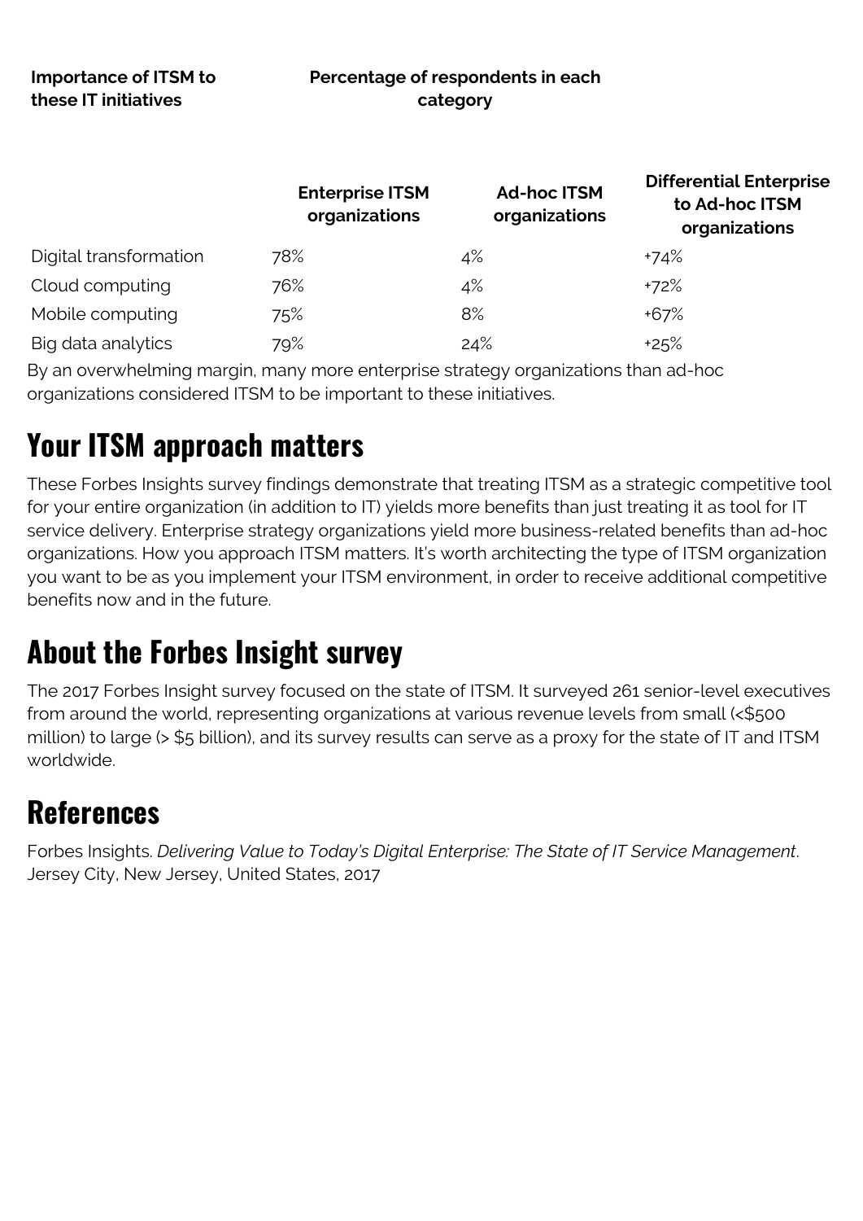| Importance of ITSM to these IT initiatives | Percentage of respondents in each category | | |
|---|---|---|---|
| | Enterprise ITSM organizations | Ad-hoc ITSM organizations | Differential Enterprise to Ad-hoc ITSM organizations |
| Digital transformation | 78% | 4% | +74% |
| Cloud computing | 76% | 4% | +72% |
| Mobile computing | 75% | 8% | +67% |
| Big data analytics | 79% | 24% | +25% |

By an overwhelming margin, many more enterprise strategy organizations than ad-hoc organizations considered ITSM to be important to these initiatives.

## Your ITSM approach matters

These Forbes Insights survey findings demonstrate that treating ITSM as a strategic competitive tool for your entire organization (in addition to IT) yields more benefits than just treating it as tool for IT service delivery. Enterprise strategy organizations yield more business-related benefits than ad-hoc organizations. How you approach ITSM matters. It's worth architecting the type of ITSM organization you want to be as you implement your ITSM environment, in order to receive additional competitive benefits now and in the future.

## About the Forbes Insight survey

The 2017 Forbes Insight survey focused on the state of ITSM. It surveyed 261 senior-level executives from around the world, representing organizations at various revenue levels from small (<$500 million) to large (> $5 billion), and its survey results can serve as a proxy for the state of IT and ITSM worldwide.

## References

Forbes Insights. *Delivering Value to Today's Digital Enterprise: The State of IT Service Management*. Jersey City, New Jersey, United States, 2017